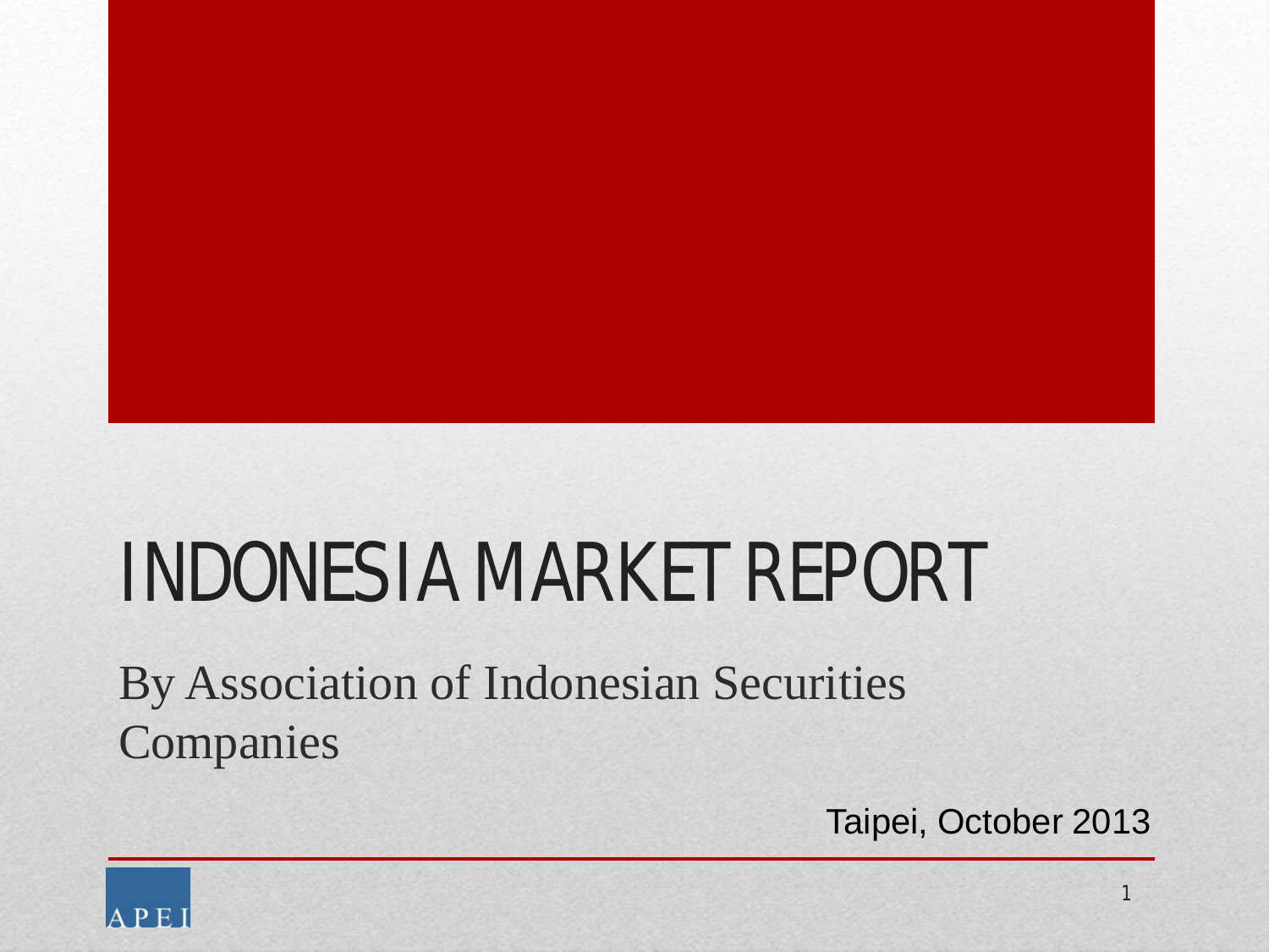# INDONESIA MARKET REPORT

By Association of Indonesian Securities Companies

Taipei, October 2013

APEI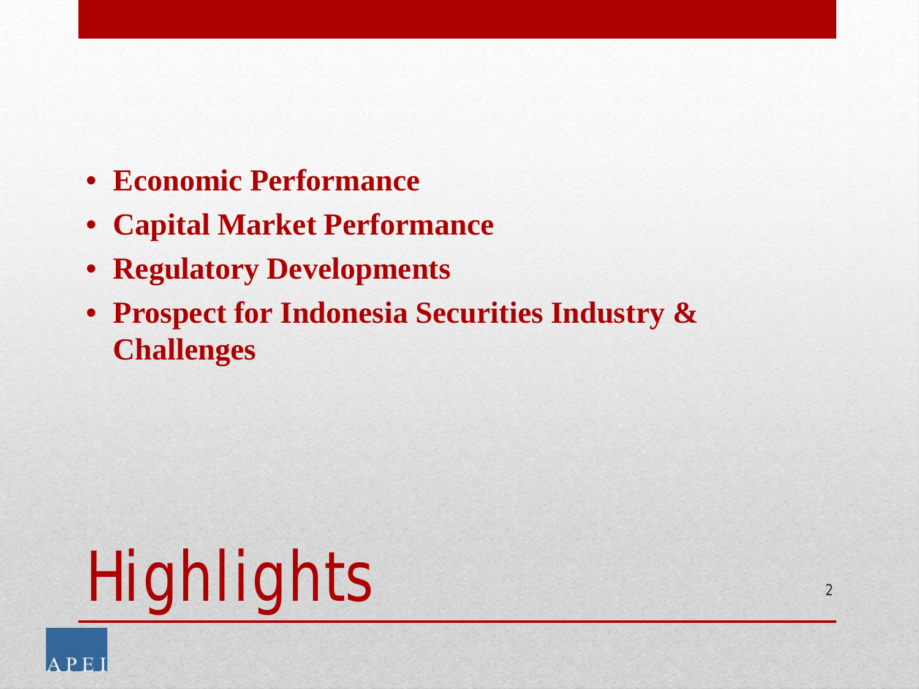# Highlights

- **Economic Performance**
- **Capital Market Performance**
- **Regulatory Developments**
- **Prospect for Indonesia Securities Industry & Challenges**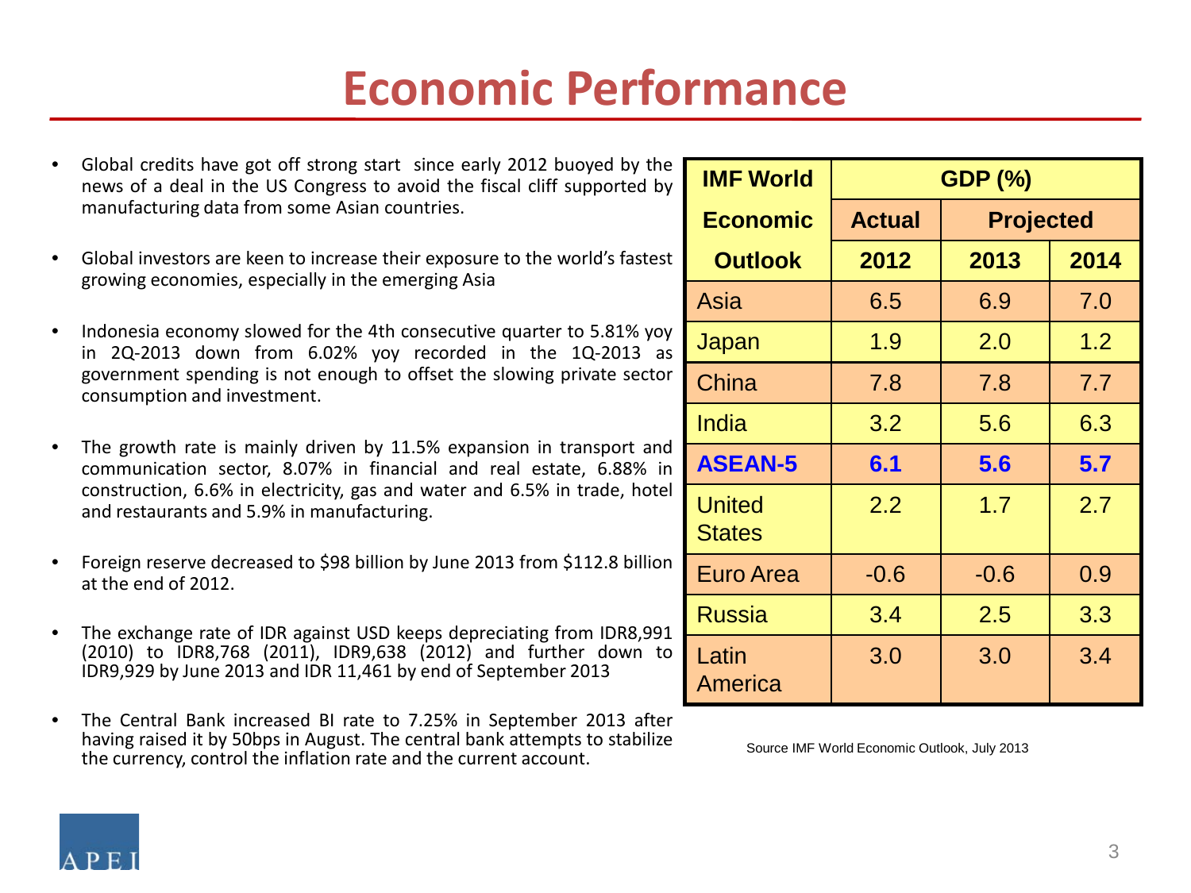# Economic Performance

- Global credits have got off strong start since early 2012 buoyed by the news of a deal in the US Congress to avoid the fiscal cliff supported by manufacturing data from some Asian countries.
- Global investors are keen to increase their exposure to the world's fastest growing economies, especially in the emerging Asia
- Indonesia economy slowed for the 4th consecutive quarter to 5.81% yoy in 2Q-2013 down from 6.02% yoy recorded in the 1Q-2013 as government spending is not enough to offset the slowing private sector consumption and investment.
- The growth rate is mainly driven by 11.5% expansion in transport and communication sector, 8.07% in financial and real estate, 6.88% in construction, 6.6% in electricity, gas and water and 6.5% in trade, hotel and restaurants and 5.9% in manufacturing.
- Foreign reserve decreased to $98 billion by June 2013 from $112.8 billion at the end of 2012.
- The exchange rate of IDR against USD keeps depreciating from IDR8,991 (2010) to IDR8,768 (2011), IDR9,638 (2012) and further down to IDR9,929 by June 2013 and IDR 11,461 by end of September 2013
- The Central Bank increased BI rate to 7.25% in September 2013 after having raised it by 50bps in August. The central bank attempts to stabilize the currency, control the inflation rate and the current account.

| IMF World Economic Outlook | GDP (%) | | |
|---|---|---|---|
| | Actual | Projected | |
| | 2012 | 2013 | 2014 |
| Asia | 6.5 | 6.9 | 7.0 |
| Japan | 1.9 | 2.0 | 1.2 |
| China | 7.8 | 7.8 | 7.7 |
| India | 3.2 | 5.6 | 6.3 |
| **ASEAN-5** | **6.1** | **5.6** | **5.7** |
| United States | 2.2 | 1.7 | 2.7 |
| Euro Area | -0.6 | -0.6 | 0.9 |
| Russia | 3.4 | 2.5 | 3.3 |
| Latin America | 3.0 | 3.0 | 3.4 |

Source IMF World Economic Outlook, July 2013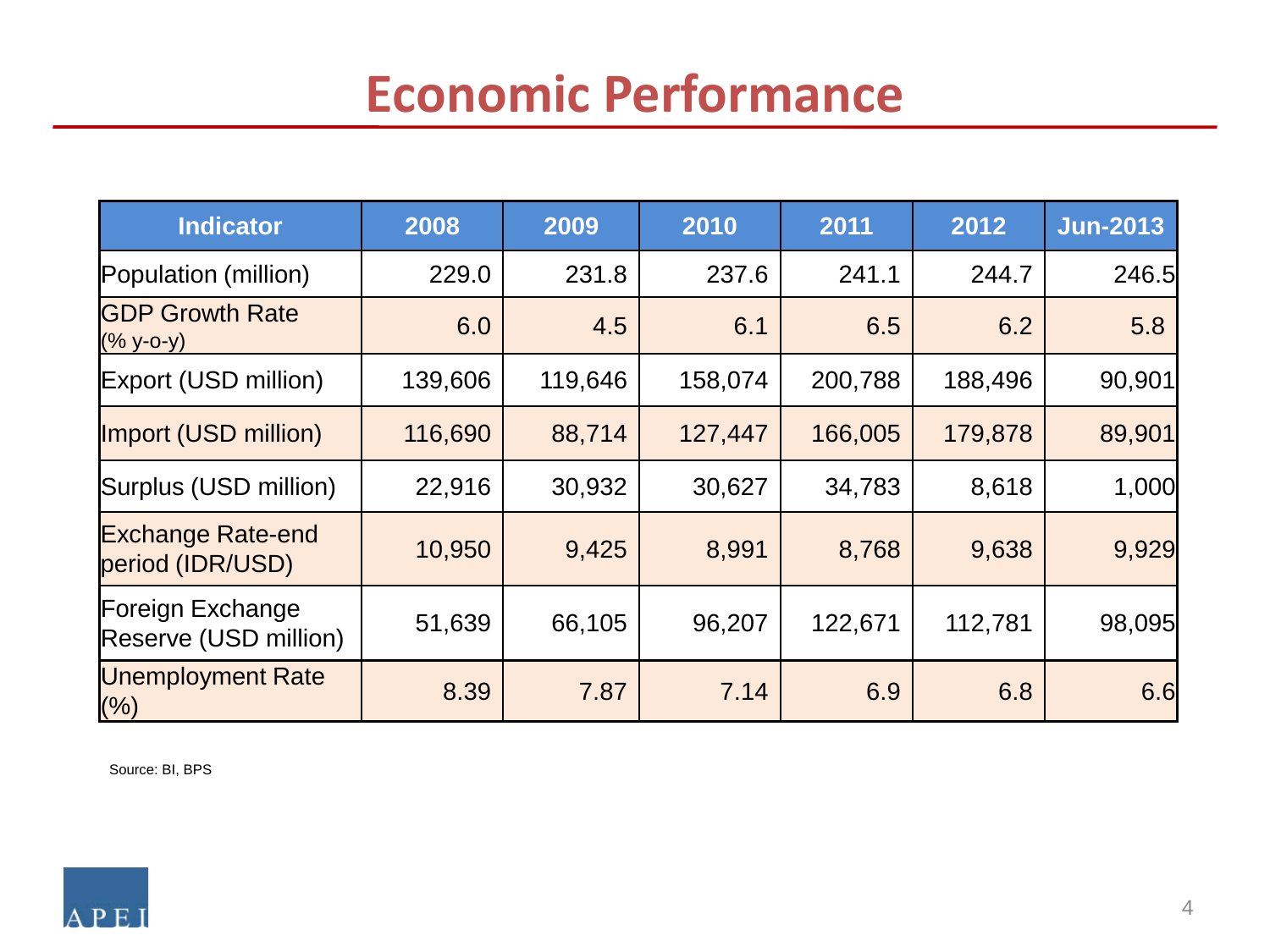# Economic Performance

| Indicator | 2008 | 2009 | 2010 | 2011 | 2012 | Jun-2013 |
|---|---|---|---|---|---|---|
| Population (million) | 229.0 | 231.8 | 237.6 | 241.1 | 244.7 | 246.5 |
| GDP Growth Rate (% y-o-y) | 6.0 | 4.5 | 6.1 | 6.5 | 6.2 | 5.8 |
| Export (USD million) | 139,606 | 119,646 | 158,074 | 200,788 | 188,496 | 90,901 |
| Import (USD million) | 116,690 | 88,714 | 127,447 | 166,005 | 179,878 | 89,901 |
| Surplus (USD million) | 22,916 | 30,932 | 30,627 | 34,783 | 8,618 | 1,000 |
| Exchange Rate-end period (IDR/USD) | 10,950 | 9,425 | 8,991 | 8,768 | 9,638 | 9,929 |
| Foreign Exchange Reserve (USD million) | 51,639 | 66,105 | 96,207 | 122,671 | 112,781 | 98,095 |
| Unemployment Rate (%) | 8.39 | 7.87 | 7.14 | 6.9 | 6.8 | 6.6 |

Source: BI, BPS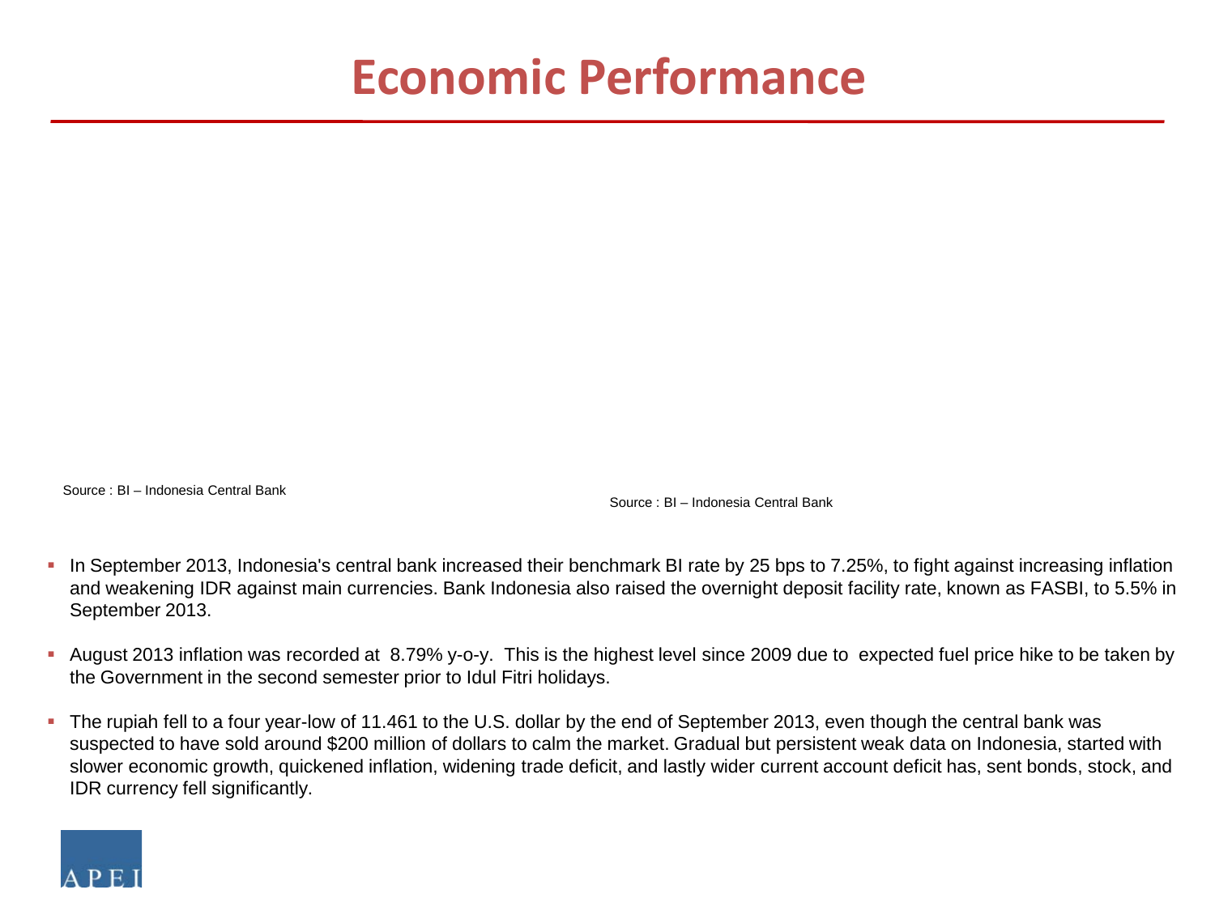# Economic Performance

Source : BI – Indonesia Central Bank

Source : BI – Indonesia Central Bank

- In September 2013, Indonesia's central bank increased their benchmark BI rate by 25 bps to 7.25%, to fight against increasing inflation and weakening IDR against main currencies. Bank Indonesia also raised the overnight deposit facility rate, known as FASBI, to 5.5% in September 2013.
- August 2013 inflation was recorded at 8.79% y-o-y. This is the highest level since 2009 due to expected fuel price hike to be taken by the Government in the second semester prior to Idul Fitri holidays.
- The rupiah fell to a four year-low of 11.461 to the U.S. dollar by the end of September 2013, even though the central bank was suspected to have sold around $200 million of dollars to calm the market. Gradual but persistent weak data on Indonesia, started with slower economic growth, quickened inflation, widening trade deficit, and lastly wider current account deficit has, sent bonds, stock, and IDR currency fell significantly.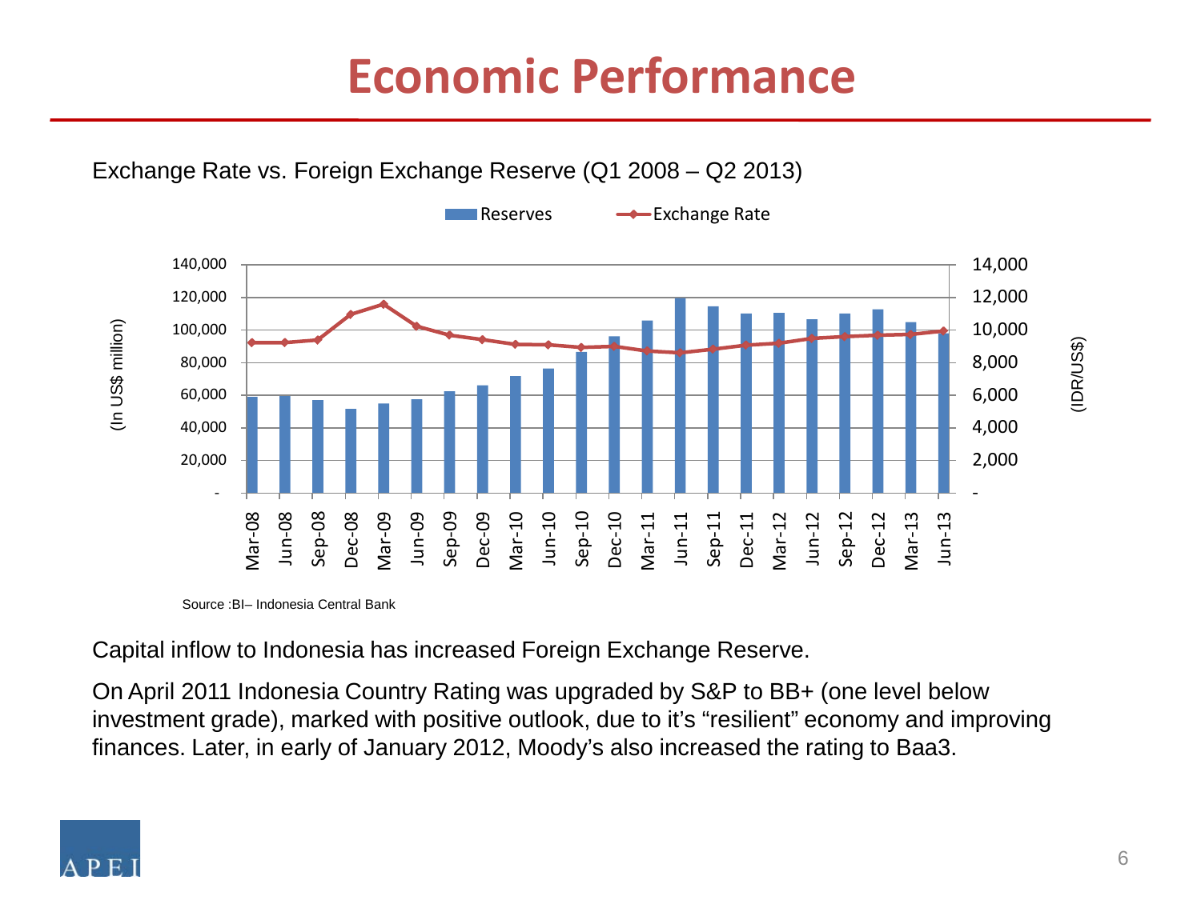# Economic Performance

Exchange Rate vs. Foreign Exchange Reserve (Q1 2008 – Q2 2013)

Source :BI– Indonesia Central Bank

Capital inflow to Indonesia has increased Foreign Exchange Reserve.

On April 2011 Indonesia Country Rating was upgraded by S&P to BB+ (one level below investment grade), marked with positive outlook, due to it's "resilient" economy and improving finances. Later, in early of January 2012, Moody's also increased the rating to Baa3.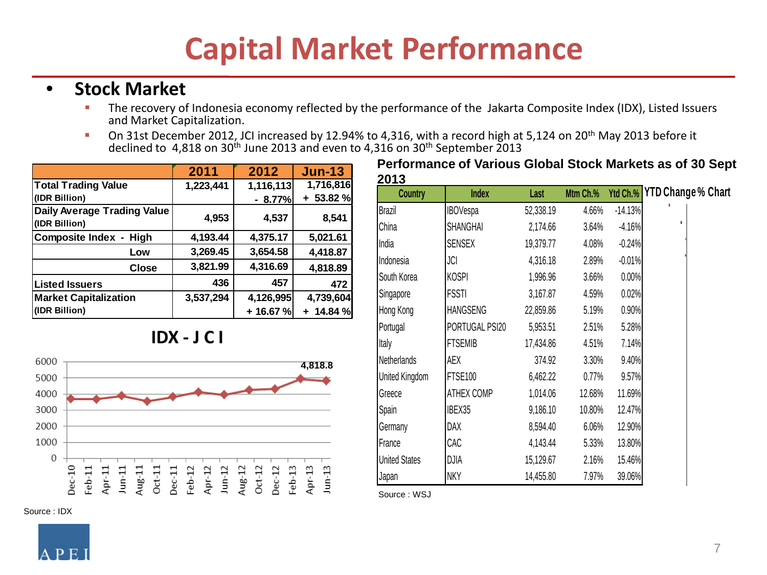# Capital Market Performance

- **Stock Market**
  - The recovery of Indonesia economy reflected by the performance of the Jakarta Composite Index (IDX), Listed Issuers and Market Capitalization.
  - On 31st December 2012, JCI increased by 12.94% to 4,316, with a record high at 5,124 on 20th May 2013 before it declined to 4,818 on 30th June 2013 and even to 4,316 on 30th September 2013

| | 2011 | 2012 | Jun-13 |
|---|---|---|---|
| **Total Trading Value (IDR Billion)** | 1,223,441 | 1,116,113<br>- 8.77% | 1,716,816<br>+ 53.82 % |
| **Daily Average Trading Value (IDR Billion)** | 4,953 | 4,537 | 8,541 |
| **Composite Index - High** | 4,193.44 | 4,375.17 | 5,021.61 |
| **Low** | 3,269.45 | 3,654.58 | 4,418.87 |
| **Close** | 3,821.99 | 4,316.69 | 4,818.89 |
| **Listed Issuers** | 436 | 457 | 472 |
| **Market Capitalization (IDR Billion)** | 3,537,294 | 4,126,995<br>+ 16.67 % | 4,739,604<br>+ 14.84 % |

**IDX - J C I**

| Dec-10 | Feb-11 | Apr-11 | Jun-11 | Aug-11 | Oct-11 | Dec-11 | Feb-12 | Apr-12 | Jun-12 | Aug-12 | Oct-12 | Dec-12 | Feb-13 | Apr-13 | Jun-13 |
|---|---|---|---|---|---|---|---|---|---|---|---|---|---|---|---|
| ~3,700 | ~3,700 | ~3,850 | ~3,550 | ~3,800 | ~4,100 | ~3,900 | ~4,250 | ~4,300 | ~4,900 | 4,818.8 | | | | | |

Source : IDX

**Performance of Various Global Stock Markets as of 30 Sept 2013**

| Country | Index | Last | Mtm Ch.% | Ytd Ch.% |
|---|---|---|---|---|
| Brazil | IBOVespa | 52,338.19 | 4.66% | -14.13% |
| China | SHANGHAI | 2,174.66 | 3.64% | -4.16% |
| India | SENSEX | 19,379.77 | 4.08% | -0.24% |
| Indonesia | JCI | 4,316.18 | 2.89% | -0.01% |
| South Korea | KOSPI | 1,996.96 | 3.66% | 0.00% |
| Singapore | FSSTI | 3,167.87 | 4.59% | 0.02% |
| Hong Kong | HANGSENG | 22,859.86 | 5.19% | 0.90% |
| Portugal | PORTUGAL PSI20 | 5,953.51 | 2.51% | 5.28% |
| Italy | FTSEMIB | 17,434.86 | 4.51% | 7.14% |
| Netherlands | AEX | 374.92 | 3.30% | 9.40% |
| United Kingdom | FTSE100 | 6,462.22 | 0.77% | 9.57% |
| Greece | ATHEX COMP | 1,014.06 | 12.68% | 11.69% |
| Spain | IBEX35 | 9,186.10 | 10.80% | 12.47% |
| Germany | DAX | 8,594.40 | 6.06% | 12.90% |
| France | CAC | 4,143.44 | 5.33% | 13.80% |
| United States | DJIA | 15,129.67 | 2.16% | 15.46% |
| Japan | NKY | 14,455.80 | 7.97% | 39.06% |

YTD Change % Chart

Source : WSJ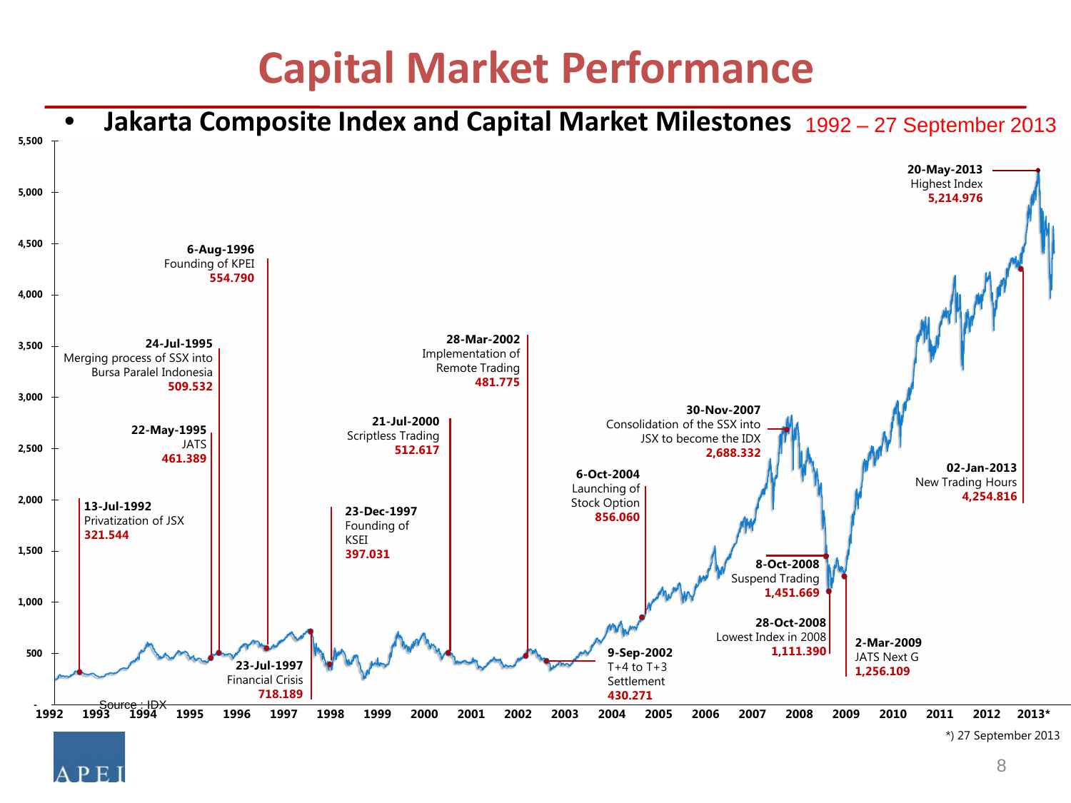# Capital Market Performance

- **Jakarta Composite Index and Capital Market Milestones** 1992 – 27 September 2013

**13-Jul-1992**
Privatization of JSX
**321.544**

**22-May-1995**
JATS
**461.389**

**24-Jul-1995**
Merging process of SSX into Bursa Paralel Indonesia
**509.532**

**6-Aug-1996**
Founding of KPEI
**554.790**

**23-Jul-1997**
Financial Crisis
**718.189**

**23-Dec-1997**
Founding of KSEI
**397.031**

**21-Jul-2000**
Scriptless Trading
**512.617**

**28-Mar-2002**
Implementation of Remote Trading
**481.775**

**9-Sep-2002**
T+4 to T+3 Settlement
**430.271**

**6-Oct-2004**
Launching of Stock Option
**856.060**

**30-Nov-2007**
Consolidation of the SSX into JSX to become the IDX
**2,688.332**

**8-Oct-2008**
Suspend Trading
**1,451.669**

**28-Oct-2008**
Lowest Index in 2008
**1,111.390**

**2-Mar-2009**
JATS Next G
**1,256.109**

**02-Jan-2013**
New Trading Hours
**4,254.816**

**20-May-2013**
Highest Index
**5,214.976**

Source : IDX

*) 27 September 2013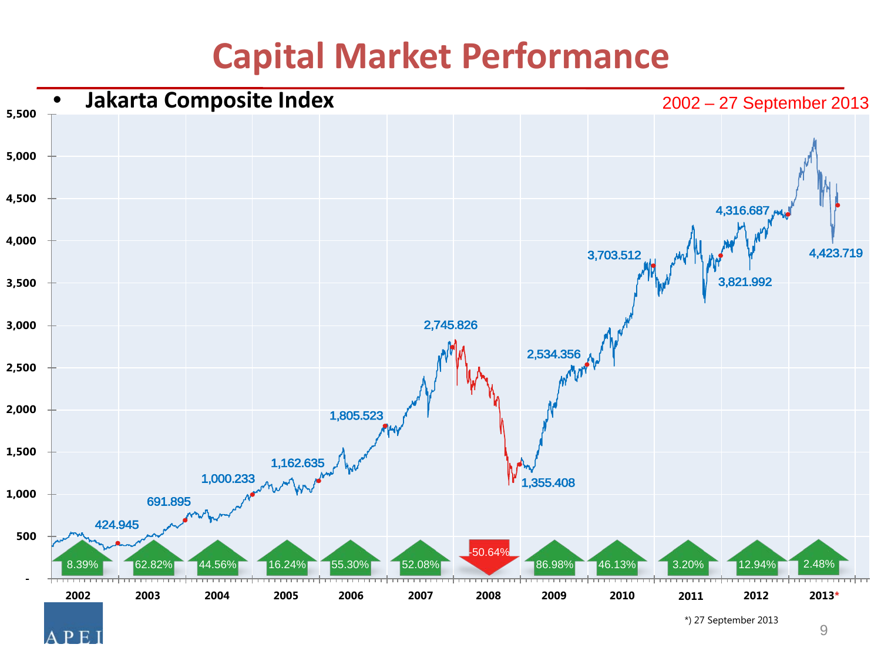# Capital Market Performance

- **Jakarta Composite Index**

2002 – 27 September 2013

| Year | Year-end index | Annual change |
|---|---|---|
| 2002 | 424.945 | 8.39% |
| 2003 | 691.895 | 62.82% |
| 2004 | 1,000.233 | 44.56% |
| 2005 | 1,162.635 | 16.24% |
| 2006 | 1,805.523 | 55.30% |
| 2007 | 2,745.826 | 52.08% |
| 2008 | 1,355.408 | -50.64% |
| 2009 | 2,534.356 | 86.98% |
| 2010 | 3,703.512 | 46.13% |
| 2011 | 3,821.992 | 3.20% |
| 2012 | 4,316.687 | 12.94% |
| 2013* | 4,423.719 | 2.48% |

*) 27 September 2013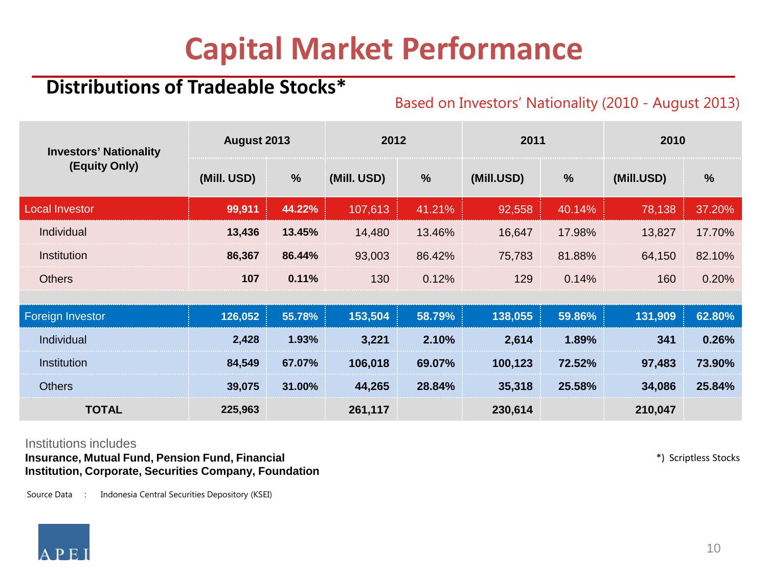# Capital Market Performance

## Distributions of Tradeable Stocks*

Based on Investors' Nationality (2010 - August 2013)

| Investors' Nationality (Equity Only) | August 2013 | | 2012 | | 2011 | | 2010 | |
|---|---|---|---|---|---|---|---|---|
| | (Mill. USD) | % | (Mill. USD) | % | (Mill.USD) | % | (Mill.USD) | % |
| Local Investor | 99,911 | 44.22% | 107,613 | 41.21% | 92,558 | 40.14% | 78,138 | 37.20% |
| Individual | 13,436 | 13.45% | 14,480 | 13.46% | 16,647 | 17.98% | 13,827 | 17.70% |
| Institution | 86,367 | 86.44% | 93,003 | 86.42% | 75,783 | 81.88% | 64,150 | 82.10% |
| Others | 107 | 0.11% | 130 | 0.12% | 129 | 0.14% | 160 | 0.20% |
| | | | | | | | | |
| Foreign Investor | 126,052 | 55.78% | 153,504 | 58.79% | 138,055 | 59.86% | 131,909 | 62.80% |
| Individual | 2,428 | 1.93% | 3,221 | 2.10% | 2,614 | 1.89% | 341 | 0.26% |
| Institution | 84,549 | 67.07% | 106,018 | 69.07% | 100,123 | 72.52% | 97,483 | 73.90% |
| Others | 39,075 | 31.00% | 44,265 | 28.84% | 35,318 | 25.58% | 34,086 | 25.84% |
| **TOTAL** | 225,963 | | 261,117 | | 230,614 | | 210,047 | |

Institutions includes
**Insurance, Mutual Fund, Pension Fund, Financial Institution, Corporate, Securities Company, Foundation**

*) Scriptless Stocks

Source Data : Indonesia Central Securities Depository (KSEI)

APEI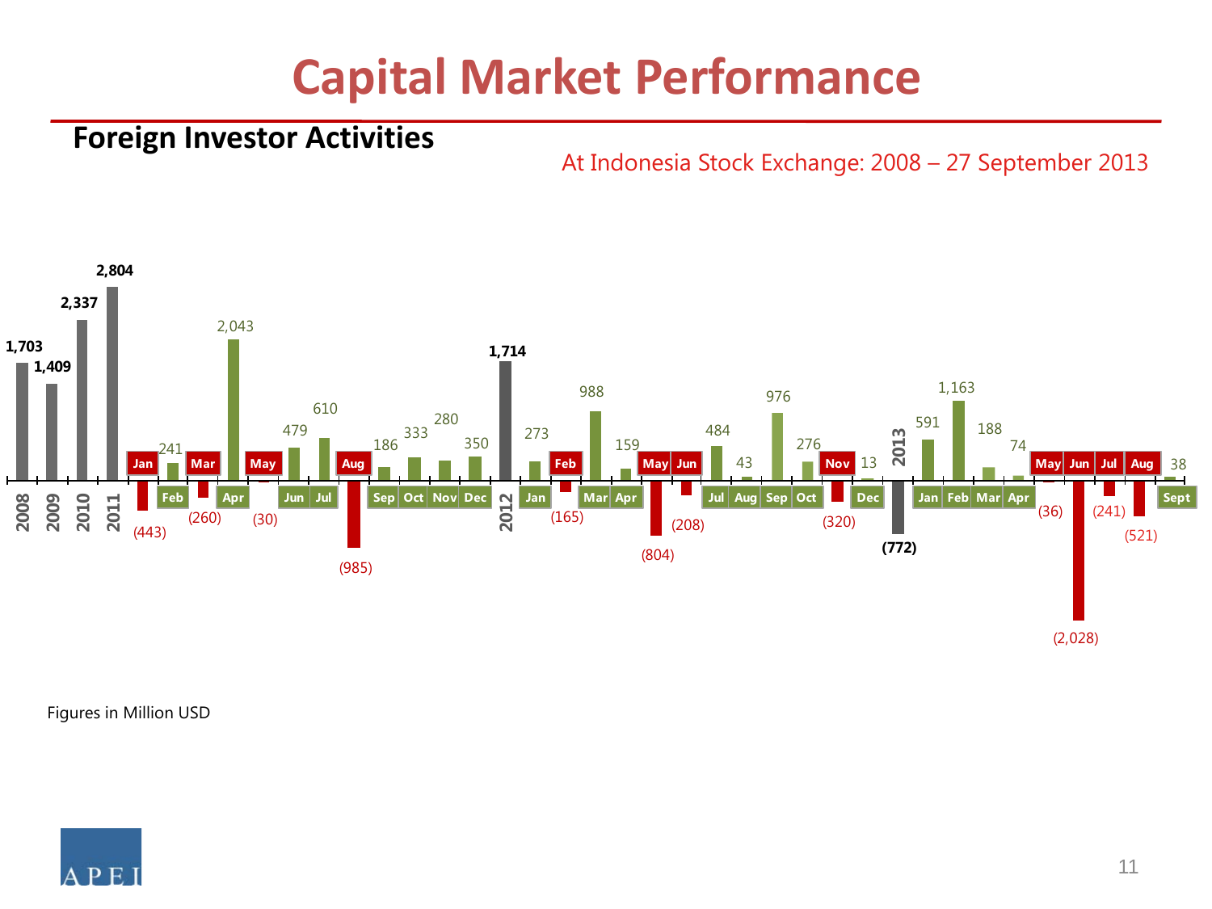# Capital Market Performance

## Foreign Investor Activities

At Indonesia Stock Exchange: 2008 – 27 September 2013

| Period | Value |
|---|---|
| 2008 | 1,703 |
| 2009 | 1,409 |
| 2010 | 2,337 |
| 2011 | 2,804 |
| Jan 2011 | (443) |
| Feb 2011 | 241 |
| Mar 2011 | (260) |
| Apr 2011 | 2,043 |
| May 2011 | (30) |
| Jun 2011 | 479 |
| Jul 2011 | 610 |
| Aug 2011 | (985) |
| Sep 2011 | 186 |
| Oct 2011 | 333 |
| Nov 2011 | 280 |
| Dec 2011 | 350 |
| 2012 | 1,714 |
| Jan 2012 | 273 |
| Feb 2012 | (165) |
| Mar 2012 | 988 |
| Apr 2012 | 159 |
| May 2012 | (804) |
| Jun 2012 | (208) |
| Jul 2012 | 484 |
| Aug 2012 | 43 |
| Sep 2012 | 976 |
| Oct 2012 | 276 |
| Nov 2012 | (320) |
| Dec 2012 | 13 |
| 2013 | (772) |
| Jan 2013 | 591 |
| Feb 2013 | 1,163 |
| Mar 2013 | 188 |
| Apr 2013 | 74 |
| May 2013 | (36) |
| Jun 2013 | (2,028) |
| Jul 2013 | (241) |
| Aug 2013 | (521) |
| Sept 2013 | 38 |

Figures in Million USD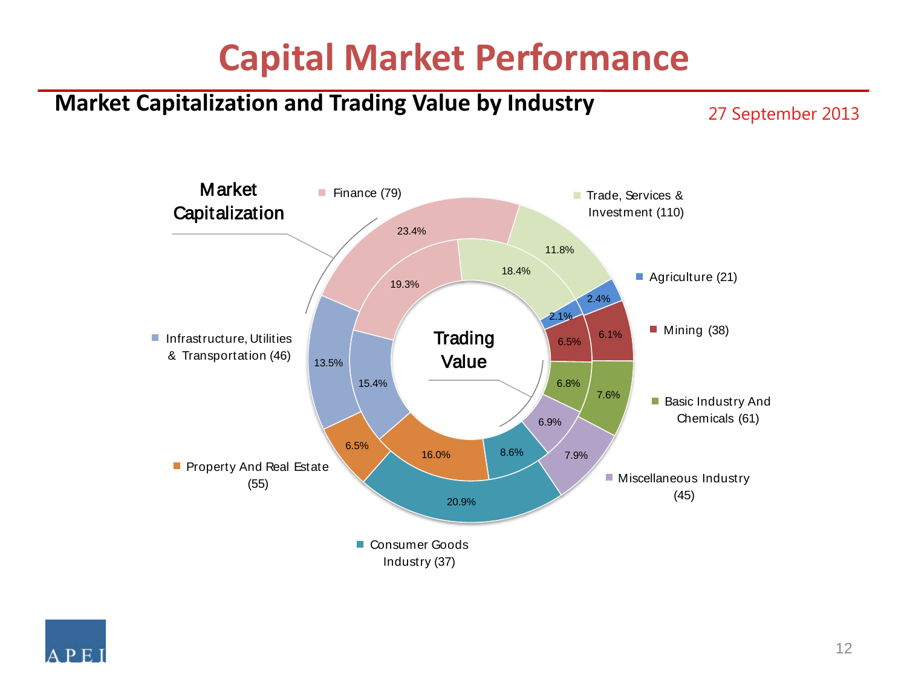# Capital Market Performance

## Market Capitalization and Trading Value by Industry

27 September 2013

| Industry | Market Capitalization | Trading Value |
|---|---|---|
| Finance (79) | 23.4% | 19.3% |
| Trade, Services & Investment (110) | 11.8% | 18.4% |
| Agriculture (21) | 2.4% | 2.1% |
| Mining (38) | 6.1% | 6.5% |
| Basic Industry And Chemicals (61) | 7.6% | 6.8% |
| Miscellaneous Industry (45) | 7.9% | 6.9% |
| Consumer Goods Industry (37) | 20.9% | 8.6% |
| Property And Real Estate (55) | 6.5% | 16.0% |
| Infrastructure, Utilities & Transportation (46) | 13.5% | 15.4% |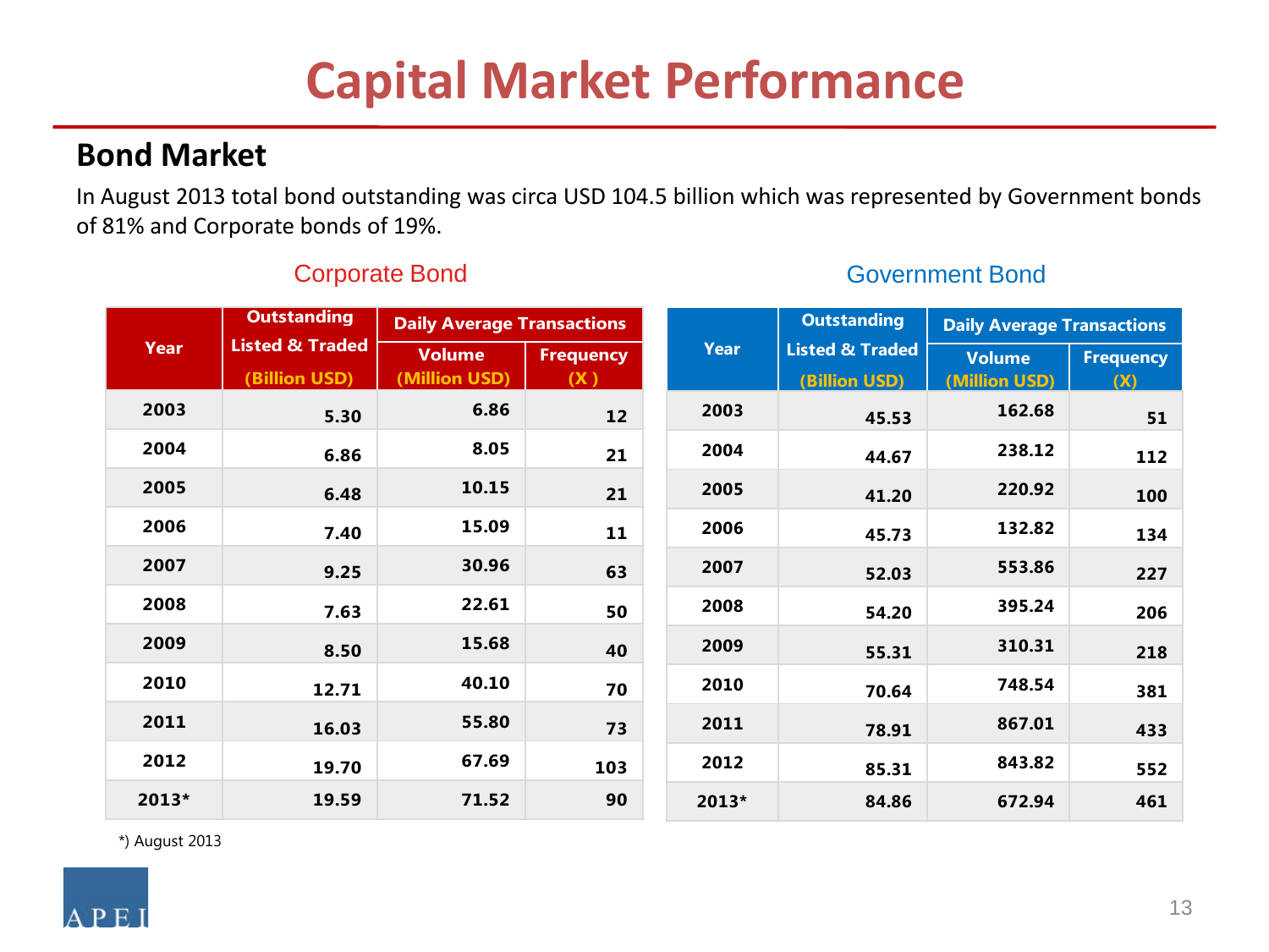# Capital Market Performance

## Bond Market

In August 2013 total bond outstanding was circa USD 104.5 billion which was represented by Government bonds of 81% and Corporate bonds of 19%.

### Corporate Bond

| Year | Outstanding Listed & Traded (Billion USD) | Daily Average Transactions | |
|---|---|---|---|
| | | Volume (Million USD) | Frequency (X ) |
| 2003 | 5.30 | 6.86 | 12 |
| 2004 | 6.86 | 8.05 | 21 |
| 2005 | 6.48 | 10.15 | 21 |
| 2006 | 7.40 | 15.09 | 11 |
| 2007 | 9.25 | 30.96 | 63 |
| 2008 | 7.63 | 22.61 | 50 |
| 2009 | 8.50 | 15.68 | 40 |
| 2010 | 12.71 | 40.10 | 70 |
| 2011 | 16.03 | 55.80 | 73 |
| 2012 | 19.70 | 67.69 | 103 |
| 2013* | 19.59 | 71.52 | 90 |

### Government Bond

| Year | Outstanding Listed & Traded (Billion USD) | Daily Average Transactions | |
|---|---|---|---|
| | | Volume (Million USD) | Frequency (X) |
| 2003 | 45.53 | 162.68 | 51 |
| 2004 | 44.67 | 238.12 | 112 |
| 2005 | 41.20 | 220.92 | 100 |
| 2006 | 45.73 | 132.82 | 134 |
| 2007 | 52.03 | 553.86 | 227 |
| 2008 | 54.20 | 395.24 | 206 |
| 2009 | 55.31 | 310.31 | 218 |
| 2010 | 70.64 | 748.54 | 381 |
| 2011 | 78.91 | 867.01 | 433 |
| 2012 | 85.31 | 843.82 | 552 |
| 2013* | 84.86 | 672.94 | 461 |

*) August 2013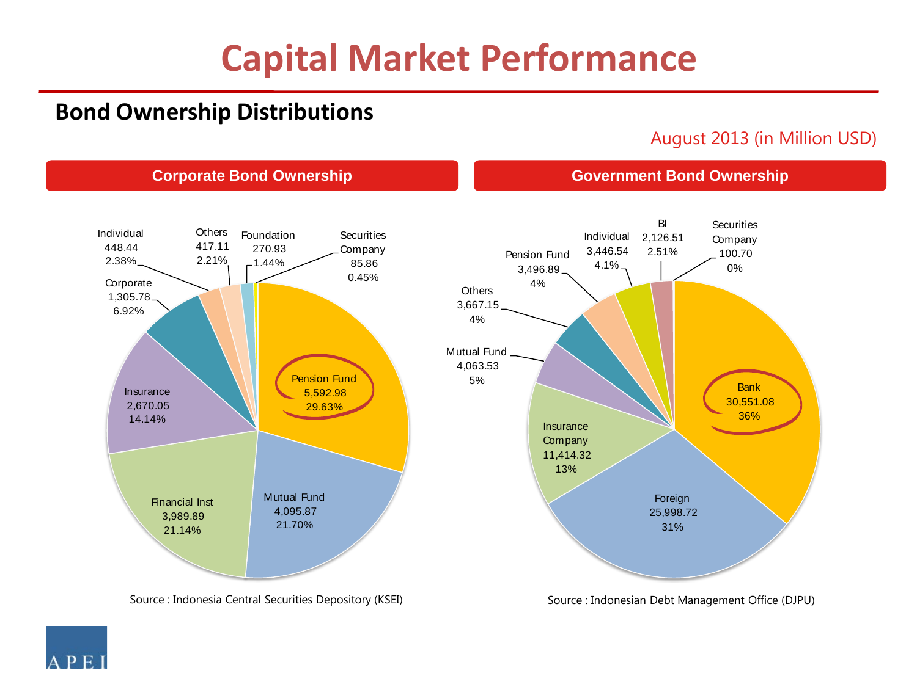# Capital Market Performance

## Bond Ownership Distributions

August 2013 (in Million USD)

### Corporate Bond Ownership

| Owner | Value | Share |
| --- | --- | --- |
| Pension Fund | 5,592.98 | 29.63% |
| Mutual Fund | 4,095.87 | 21.70% |
| Financial Inst | 3,989.89 | 21.14% |
| Insurance | 2,670.05 | 14.14% |
| Corporate | 1,305.78 | 6.92% |
| Individual | 448.44 | 2.38% |
| Others | 417.11 | 2.21% |
| Foundation | 270.93 | 1.44% |
| Securities Company | 85.86 | 0.45% |

Source : Indonesia Central Securities Depository (KSEI)

### Government Bond Ownership

| Owner | Value | Share |
| --- | --- | --- |
| Bank | 30,551.08 | 36% |
| Foreign | 25,998.72 | 31% |
| Insurance Company | 11,414.32 | 13% |
| Mutual Fund | 4,063.53 | 5% |
| Others | 3,667.15 | 4% |
| Pension Fund | 3,496.89 | 4% |
| Individual | 3,446.54 | 4.1% |
| BI | 2,126.51 | 2.51% |
| Securities Company | 100.70 | 0% |

Source : Indonesian Debt Management Office (DJPU)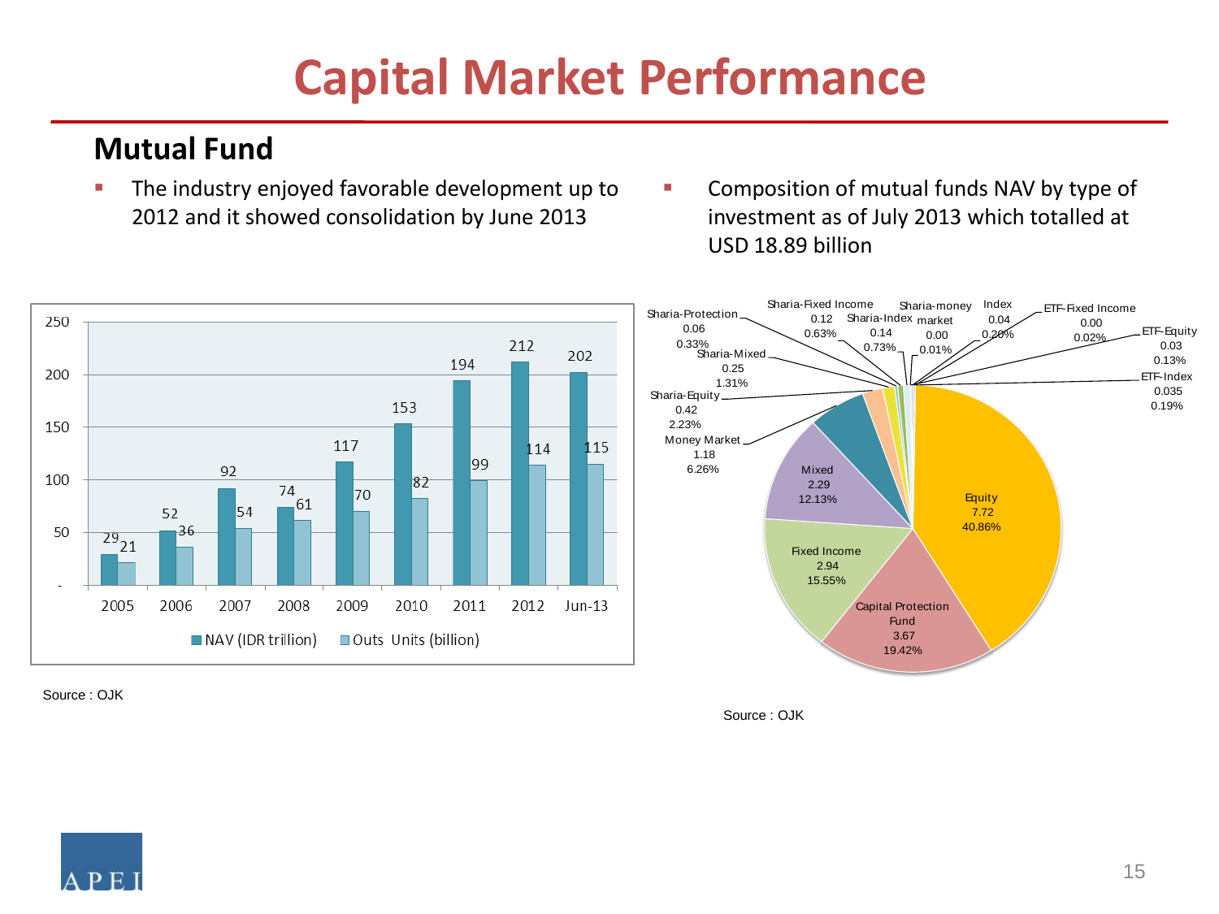# Capital Market Performance

## Mutual Fund

- The industry enjoyed favorable development up to 2012 and it showed consolidation by June 2013
- Composition of mutual funds NAV by type of investment as of July 2013 which totalled at USD 18.89 billion

| | 2005 | 2006 | 2007 | 2008 | 2009 | 2010 | 2011 | 2012 | Jun-13 |
|---|---|---|---|---|---|---|---|---|---|
| NAV (IDR trillion) | 29 | 52 | 92 | 74 | 117 | 153 | 194 | 212 | 202 |
| Outs Units (billion) | 21 | 36 | 54 | 61 | 70 | 82 | 99 | 114 | 115 |

Source : OJK

| Type | Value | Share |
|---|---|---|
| Equity | 7.72 | 40.86% |
| Capital Protection Fund | 3.67 | 19.42% |
| Fixed Income | 2.94 | 15.55% |
| Mixed | 2.29 | 12.13% |
| Money Market | 1.18 | 6.26% |
| Sharia-Equity | 0.42 | 2.23% |
| Sharia-Mixed | 0.25 | 1.31% |
| Sharia-Protection | 0.06 | 0.33% |
| Sharia-Fixed Income | 0.12 | 0.63% |
| Sharia-Index | 0.14 | 0.73% |
| Sharia-money market | 0.00 | 0.01% |
| Index | 0.04 | 0.20% |
| ETF-Fixed Income | 0.00 | 0.02% |
| ETF-Equity | 0.03 | 0.13% |
| ETF-Index | 0.035 | 0.19% |

Source : OJK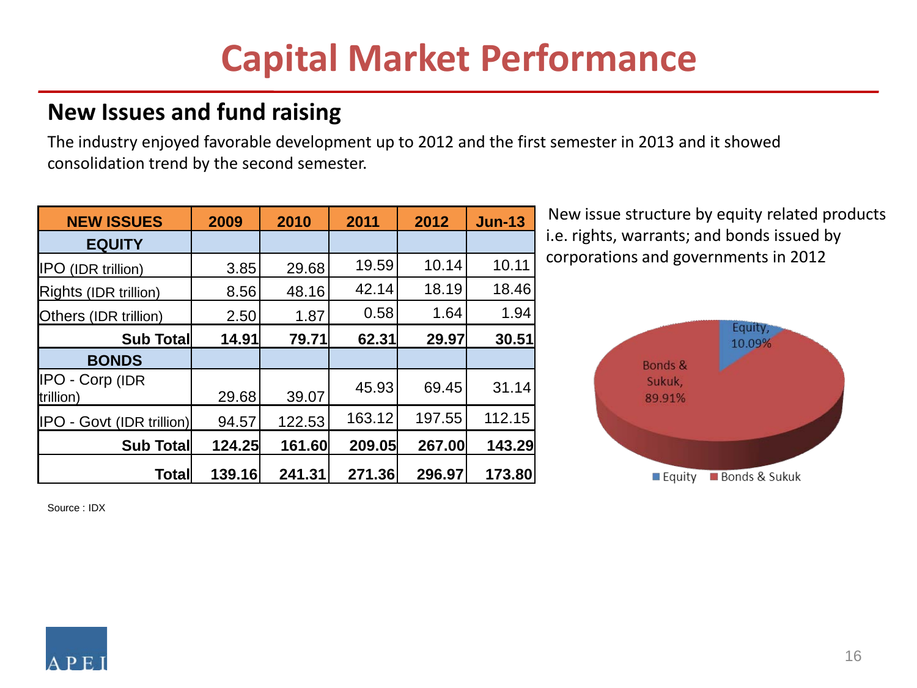# Capital Market Performance

## New Issues and fund raising

The industry enjoyed favorable development up to 2012 and the first semester in 2013 and it showed consolidation trend by the second semester.

| NEW ISSUES | 2009 | 2010 | 2011 | 2012 | Jun-13 |
|---|---|---|---|---|---|
| **EQUITY** | | | | | |
| IPO (IDR trillion) | 3.85 | 29.68 | 19.59 | 10.14 | 10.11 |
| Rights (IDR trillion) | 8.56 | 48.16 | 42.14 | 18.19 | 18.46 |
| Others (IDR trillion) | 2.50 | 1.87 | 0.58 | 1.64 | 1.94 |
| **Sub Total** | **14.91** | **79.71** | **62.31** | **29.97** | **30.51** |
| **BONDS** | | | | | |
| IPO - Corp (IDR trillion) | 29.68 | 39.07 | 45.93 | 69.45 | 31.14 |
| IPO - Govt (IDR trillion) | 94.57 | 122.53 | 163.12 | 197.55 | 112.15 |
| **Sub Total** | **124.25** | **161.60** | **209.05** | **267.00** | **143.29** |
| **Total** | **139.16** | **241.31** | **271.36** | **296.97** | **173.80** |

Source : IDX

New issue structure by equity related products i.e. rights, warrants; and bonds issued by corporations and governments in 2012

Equity, 10.09%
Bonds & Sukuk, 89.91%

Equity · Bonds & Sukuk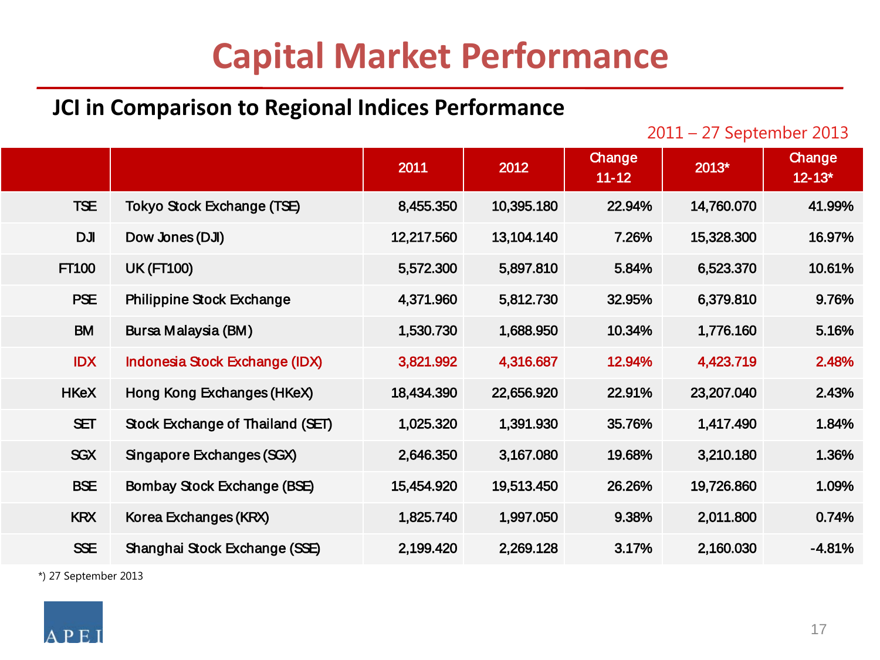# Capital Market Performance

## JCI in Comparison to Regional Indices Performance

2011 – 27 September 2013

| | | 2011 | 2012 | Change 11-12 | 2013* | Change 12-13* |
|---|---|---|---|---|---|---|
| TSE | Tokyo Stock Exchange (TSE) | 8,455.350 | 10,395.180 | 22.94% | 14,760.070 | 41.99% |
| DJI | Dow Jones (DJI) | 12,217.560 | 13,104.140 | 7.26% | 15,328.300 | 16.97% |
| FT100 | UK (FT100) | 5,572.300 | 5,897.810 | 5.84% | 6,523.370 | 10.61% |
| PSE | Philippine Stock Exchange | 4,371.960 | 5,812.730 | 32.95% | 6,379.810 | 9.76% |
| BM | Bursa Malaysia (BM) | 1,530.730 | 1,688.950 | 10.34% | 1,776.160 | 5.16% |
| IDX | Indonesia Stock Exchange (IDX) | 3,821.992 | 4,316.687 | 12.94% | 4,423.719 | 2.48% |
| HKeX | Hong Kong Exchanges (HKeX) | 18,434.390 | 22,656.920 | 22.91% | 23,207.040 | 2.43% |
| SET | Stock Exchange of Thailand (SET) | 1,025.320 | 1,391.930 | 35.76% | 1,417.490 | 1.84% |
| SGX | Singapore Exchanges (SGX) | 2,646.350 | 3,167.080 | 19.68% | 3,210.180 | 1.36% |
| BSE | Bombay Stock Exchange (BSE) | 15,454.920 | 19,513.450 | 26.26% | 19,726.860 | 1.09% |
| KRX | Korea Exchanges (KRX) | 1,825.740 | 1,997.050 | 9.38% | 2,011.800 | 0.74% |
| SSE | Shanghai Stock Exchange (SSE) | 2,199.420 | 2,269.128 | 3.17% | 2,160.030 | -4.81% |

*) 27 September 2013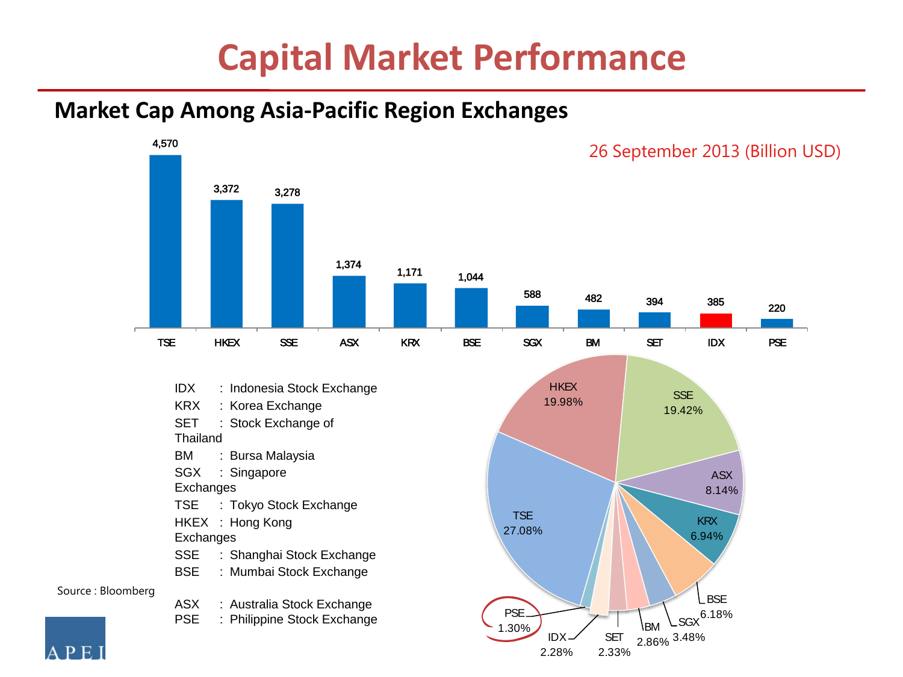# Capital Market Performance

## Market Cap Among Asia-Pacific Region Exchanges

26 September 2013 (Billion USD)

| Exchange | Market Cap (Billion USD) | Share |
|---|---|---|
| TSE | 4,570 | 27.08% |
| HKEX | 3,372 | 19.98% |
| SSE | 3,278 | 19.42% |
| ASX | 1,374 | 8.14% |
| KRX | 1,171 | 6.94% |
| BSE | 1,044 | 6.18% |
| SGX | 588 | 3.48% |
| BM | 482 | 2.86% |
| SET | 394 | 2.33% |
| IDX | 385 | 2.28% |
| PSE | 220 | 1.30% |

IDX : Indonesia Stock Exchange
KRX : Korea Exchange
SET : Stock Exchange of Thailand
BM : Bursa Malaysia
SGX : Singapore Exchanges
TSE : Tokyo Stock Exchange
HKEX : Hong Kong Exchanges
SSE : Shanghai Stock Exchange
BSE : Mumbai Stock Exchange
ASX : Australia Stock Exchange
PSE : Philippine Stock Exchange

Source : Bloomberg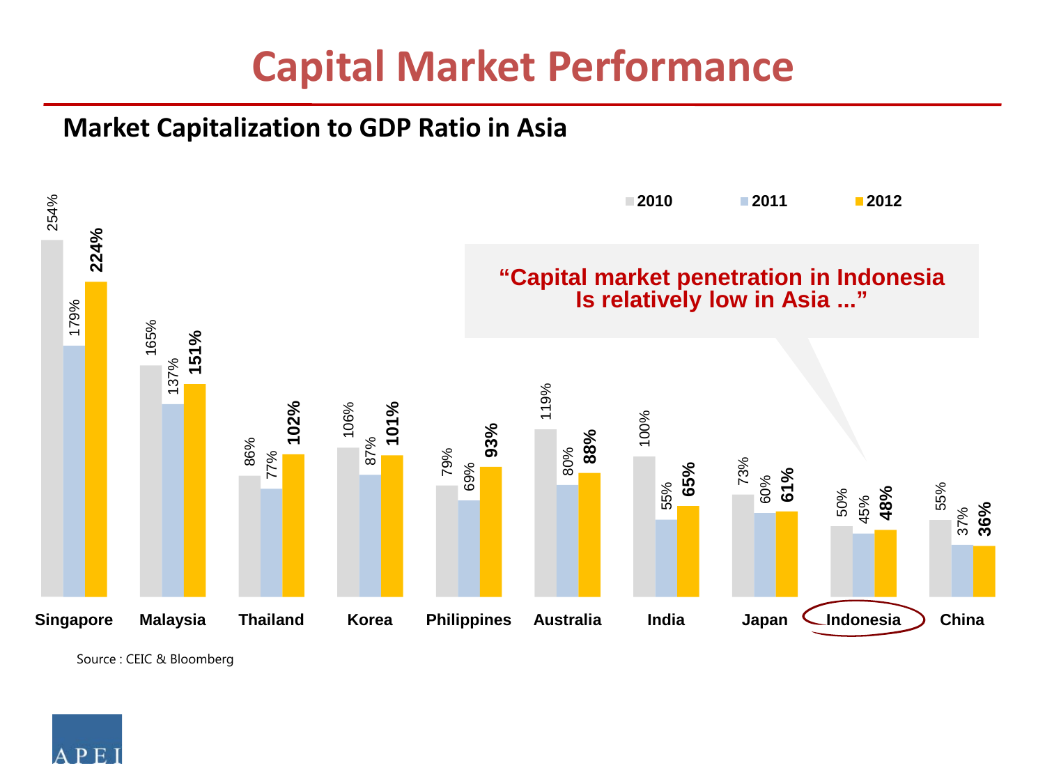# Capital Market Performance

## Market Capitalization to GDP Ratio in Asia

| Country | 2010 | 2011 | 2012 |
|---|---|---|---|
| Singapore | 254% | 179% | **224%** |
| Malaysia | 165% | 137% | **151%** |
| Thailand | 86% | 77% | **102%** |
| Korea | 106% | 87% | **101%** |
| Philippines | 79% | 69% | **93%** |
| Australia | 119% | 80% | **88%** |
| India | 100% | 55% | **65%** |
| Japan | 73% | 60% | **61%** |
| Indonesia | 50% | 45% | **48%** |
| China | 55% | 37% | **36%** |

**"Capital market penetration in Indonesia Is relatively low in Asia ..."**

Source : CEIC & Bloomberg

APEI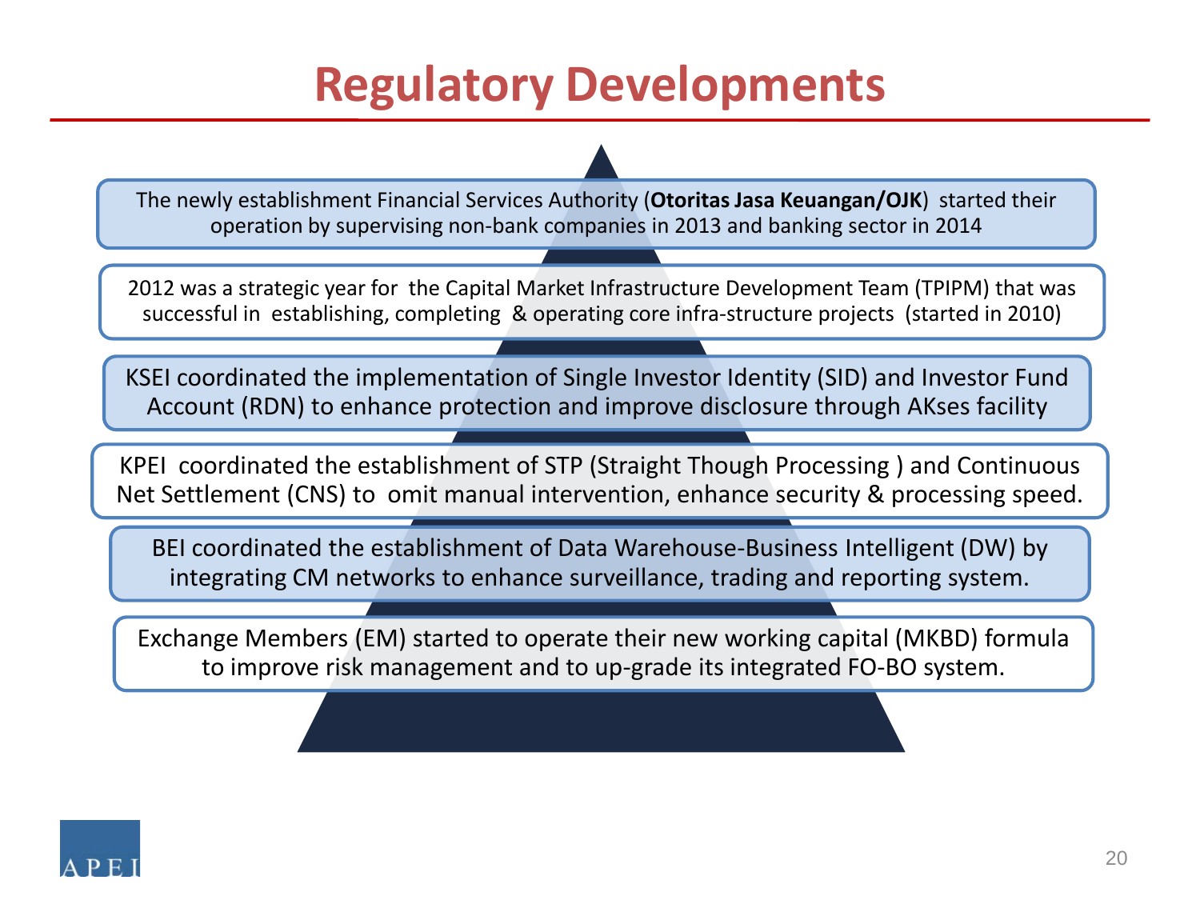# Regulatory Developments

The newly establishment Financial Services Authority (**Otoritas Jasa Keuangan/OJK**) started their operation by supervising non-bank companies in 2013 and banking sector in 2014

2012 was a strategic year for the Capital Market Infrastructure Development Team (TPIPM) that was successful in establishing, completing & operating core infra-structure projects (started in 2010)

KSEI coordinated the implementation of Single Investor Identity (SID) and Investor Fund Account (RDN) to enhance protection and improve disclosure through AKses facility

KPEI coordinated the establishment of STP (Straight Though Processing ) and Continuous Net Settlement (CNS) to omit manual intervention, enhance security & processing speed.

BEI coordinated the establishment of Data Warehouse-Business Intelligent (DW) by integrating CM networks to enhance surveillance, trading and reporting system.

Exchange Members (EM) started to operate their new working capital (MKBD) formula to improve risk management and to up-grade its integrated FO-BO system.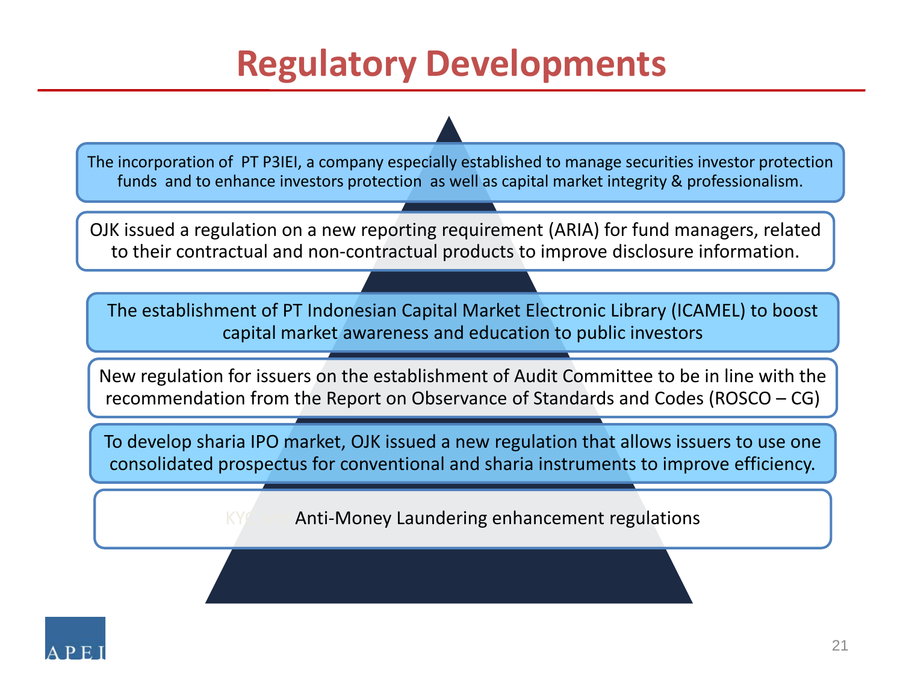# Regulatory Developments

- The incorporation of PT P3IEI, a company especially established to manage securities investor protection funds and to enhance investors protection as well as capital market integrity & professionalism.
- OJK issued a regulation on a new reporting requirement (ARIA) for fund managers, related to their contractual and non-contractual products to improve disclosure information.
- The establishment of PT Indonesian Capital Market Electronic Library (ICAMEL) to boost capital market awareness and education to public investors
- New regulation for issuers on the establishment of Audit Committee to be in line with the recommendation from the Report on Observance of Standards and Codes (ROSCO – CG)
- To develop sharia IPO market, OJK issued a new regulation that allows issuers to use one consolidated prospectus for conventional and sharia instruments to improve efficiency.
- KYC and Anti-Money Laundering enhancement regulations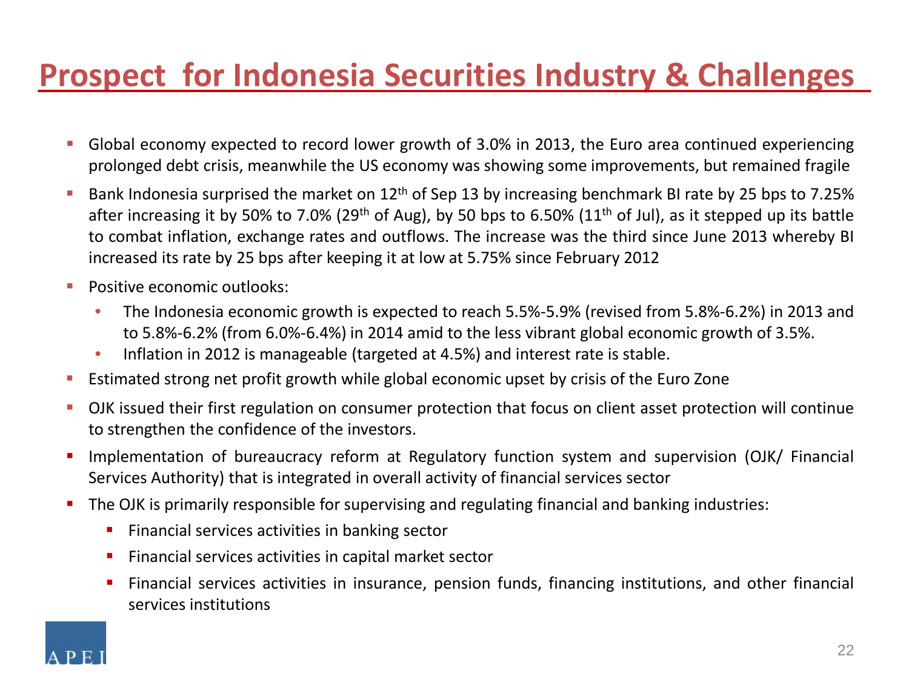# Prospect for Indonesia Securities Industry & Challenges

- Global economy expected to record lower growth of 3.0% in 2013, the Euro area continued experiencing prolonged debt crisis, meanwhile the US economy was showing some improvements, but remained fragile
- Bank Indonesia surprised the market on 12th of Sep 13 by increasing benchmark BI rate by 25 bps to 7.25% after increasing it by 50% to 7.0% (29th of Aug), by 50 bps to 6.50% (11th of Jul), as it stepped up its battle to combat inflation, exchange rates and outflows. The increase was the third since June 2013 whereby BI increased its rate by 25 bps after keeping it at low at 5.75% since February 2012
- Positive economic outlooks:
  - The Indonesia economic growth is expected to reach 5.5%-5.9% (revised from 5.8%-6.2%) in 2013 and to 5.8%-6.2% (from 6.0%-6.4%) in 2014 amid to the less vibrant global economic growth of 3.5%.
  - Inflation in 2012 is manageable (targeted at 4.5%) and interest rate is stable.
- Estimated strong net profit growth while global economic upset by crisis of the Euro Zone
- OJK issued their first regulation on consumer protection that focus on client asset protection will continue to strengthen the confidence of the investors.
- Implementation of bureaucracy reform at Regulatory function system and supervision (OJK/ Financial Services Authority) that is integrated in overall activity of financial services sector
- The OJK is primarily responsible for supervising and regulating financial and banking industries:
  - Financial services activities in banking sector
  - Financial services activities in capital market sector
  - Financial services activities in insurance, pension funds, financing institutions, and other financial services institutions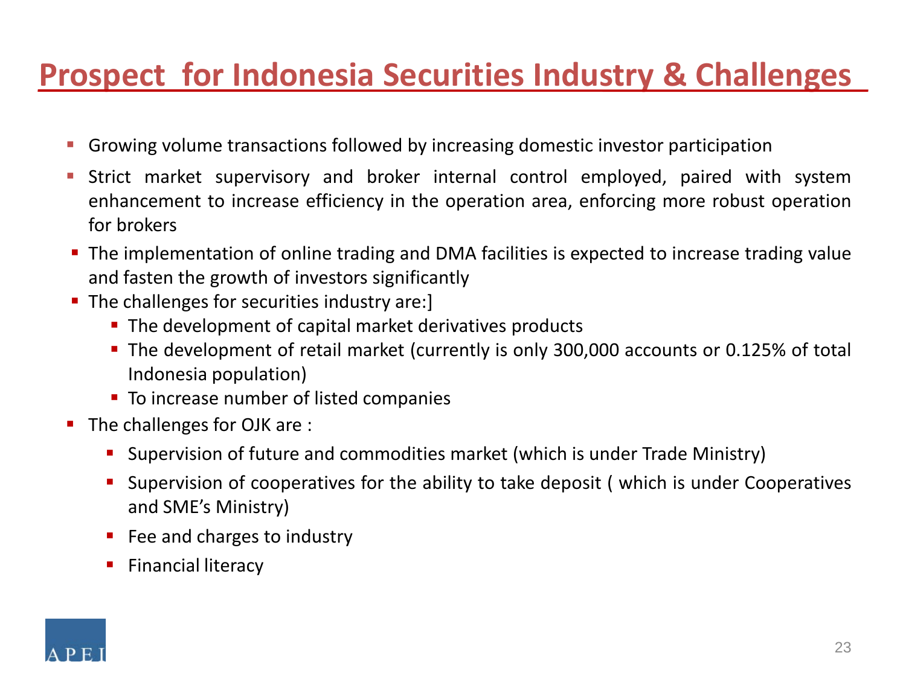# Prospect for Indonesia Securities Industry & Challenges

- Growing volume transactions followed by increasing domestic investor participation
- Strict market supervisory and broker internal control employed, paired with system enhancement to increase efficiency in the operation area, enforcing more robust operation for brokers
- The implementation of online trading and DMA facilities is expected to increase trading value and fasten the growth of investors significantly
- The challenges for securities industry are:]
  - The development of capital market derivatives products
  - The development of retail market (currently is only 300,000 accounts or 0.125% of total Indonesia population)
  - To increase number of listed companies
- The challenges for OJK are :
  - Supervision of future and commodities market (which is under Trade Ministry)
  - Supervision of cooperatives for the ability to take deposit ( which is under Cooperatives and SME's Ministry)
  - Fee and charges to industry
  - Financial literacy

APEI